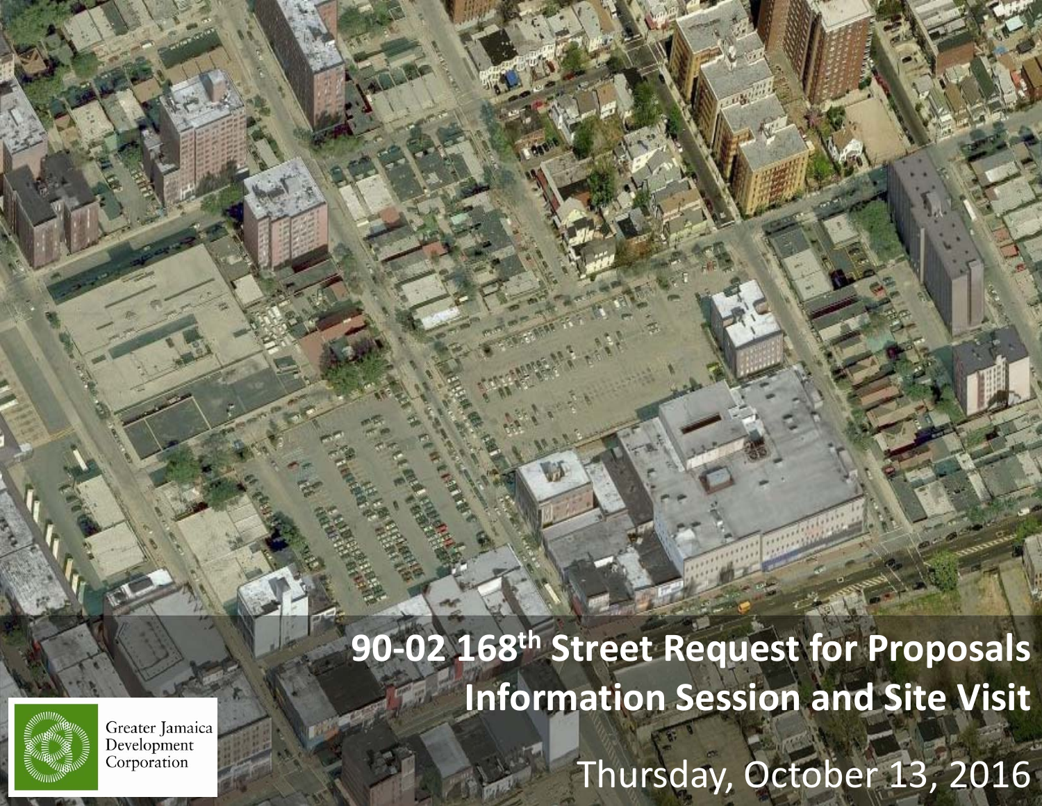# 90-02 168th Street Request for Proposals Information Session and Site Visit

Thursday, October 13, 2016

Greater Jamaica Development Corporation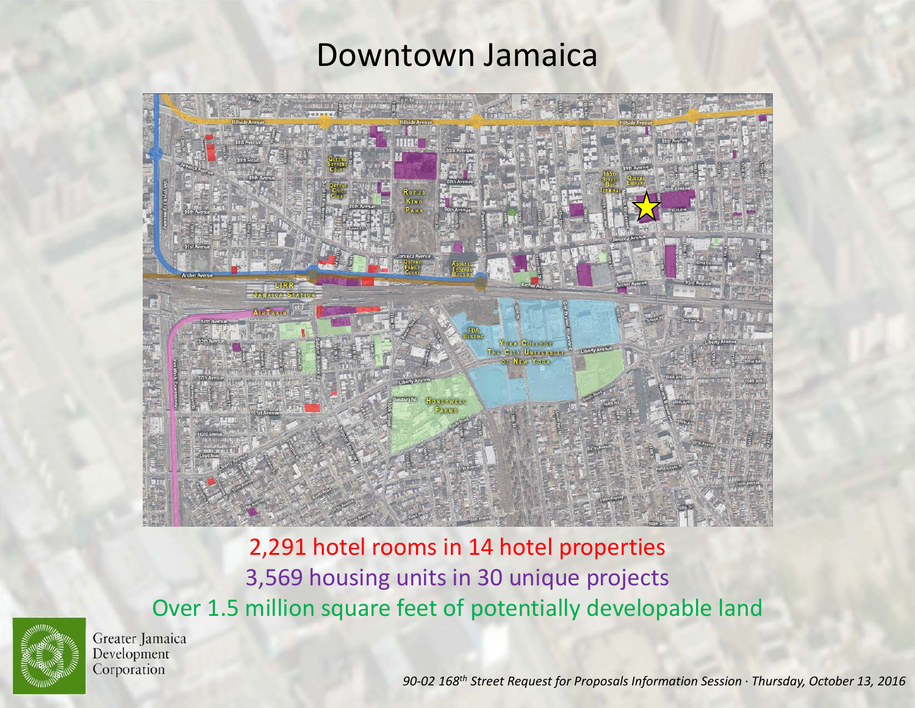# Downtown Jamaica

2,291 hotel rooms in 14 hotel properties

3,569 housing units in 30 unique projects

Over 1.5 million square feet of potentially developable land

Greater Jamaica Development Corporation

*90-02 168th Street Request for Proposals Information Session · Thursday, October 13, 2016*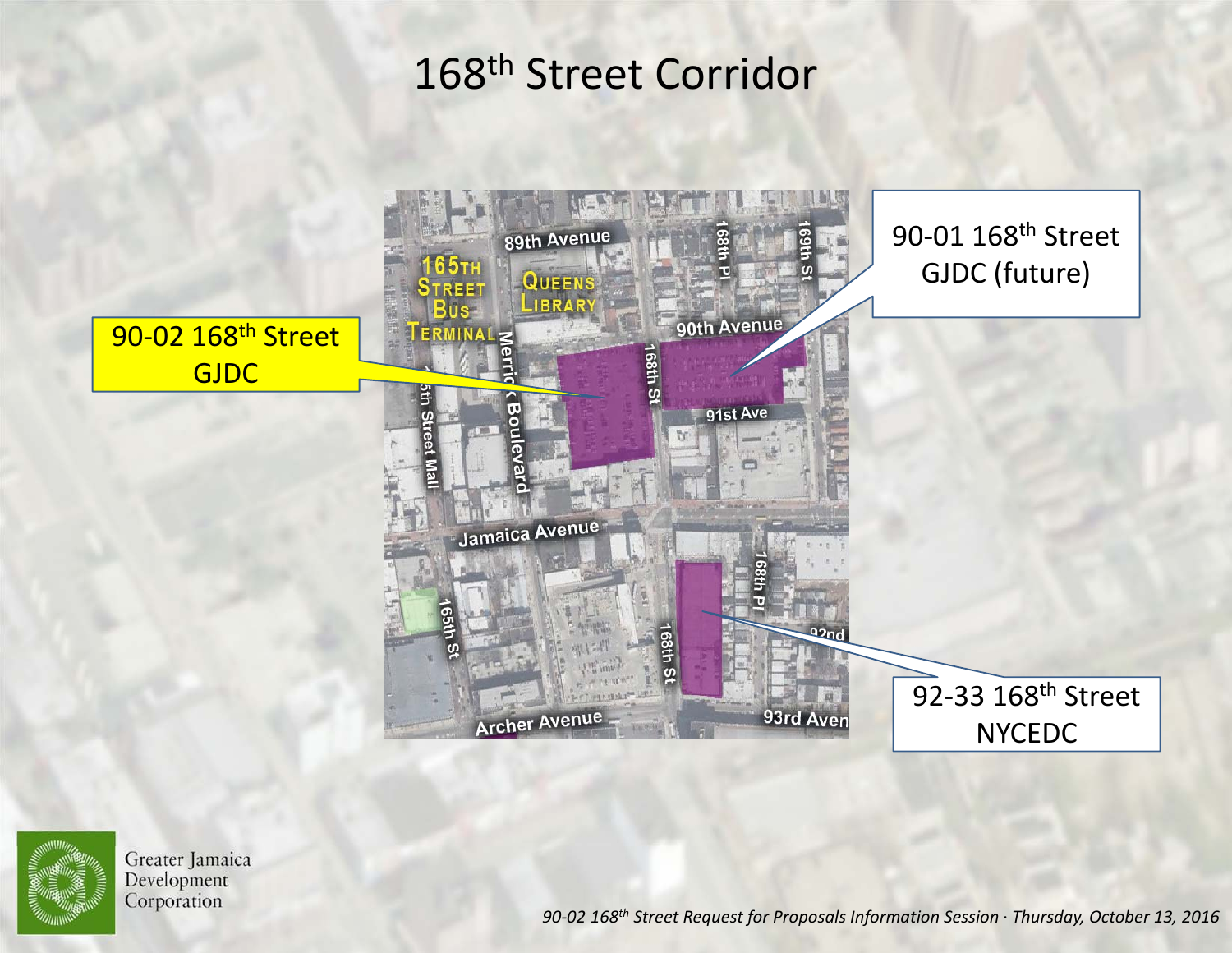# 168th Street Corridor

90-02 168th Street GJDC

90-01 168th Street GJDC (future)

92-33 168th Street NYCEDC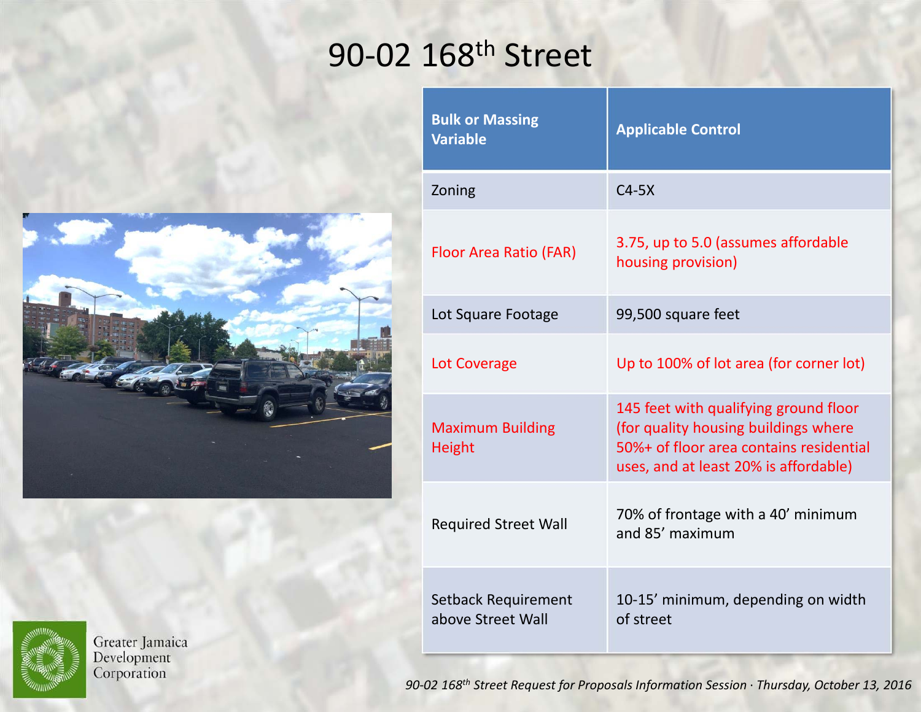# 90-02 168th Street

| Bulk or Massing Variable | Applicable Control |
|---|---|
| Zoning | C4-5X |
| Floor Area Ratio (FAR) | 3.75, up to 5.0 (assumes affordable housing provision) |
| Lot Square Footage | 99,500 square feet |
| Lot Coverage | Up to 100% of lot area (for corner lot) |
| Maximum Building Height | 145 feet with qualifying ground floor (for quality housing buildings where 50%+ of floor area contains residential uses, and at least 20% is affordable) |
| Required Street Wall | 70% of frontage with a 40' minimum and 85' maximum |
| Setback Requirement above Street Wall | 10-15' minimum, depending on width of street |

Greater Jamaica Development Corporation

*90-02 168th Street Request for Proposals Information Session · Thursday, October 13, 2016*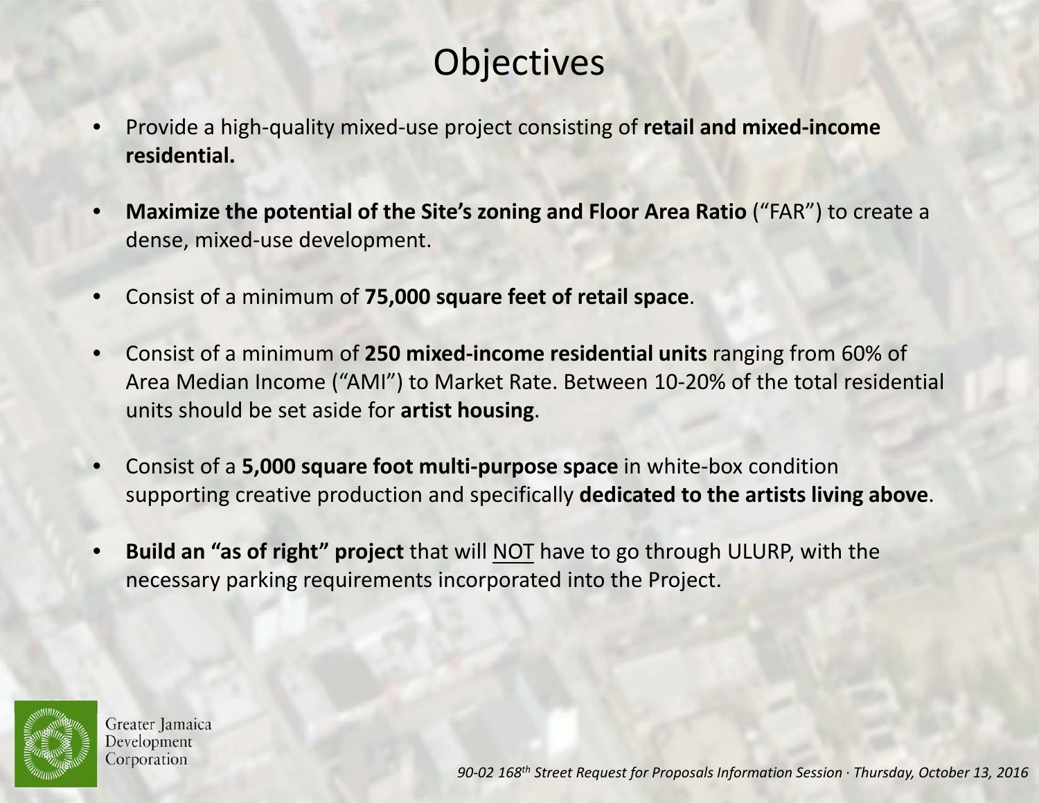# Objectives

- Provide a high-quality mixed-use project consisting of **retail and mixed-income residential.**
- **Maximize the potential of the Site's zoning and Floor Area Ratio** ("FAR") to create a dense, mixed-use development.
- Consist of a minimum of **75,000 square feet of retail space**.
- Consist of a minimum of **250 mixed-income residential units** ranging from 60% of Area Median Income ("AMI") to Market Rate. Between 10-20% of the total residential units should be set aside for **artist housing**.
- Consist of a **5,000 square foot multi-purpose space** in white-box condition supporting creative production and specifically **dedicated to the artists living above**.
- **Build an "as of right" project** that will <u>NOT</u> have to go through ULURP, with the necessary parking requirements incorporated into the Project.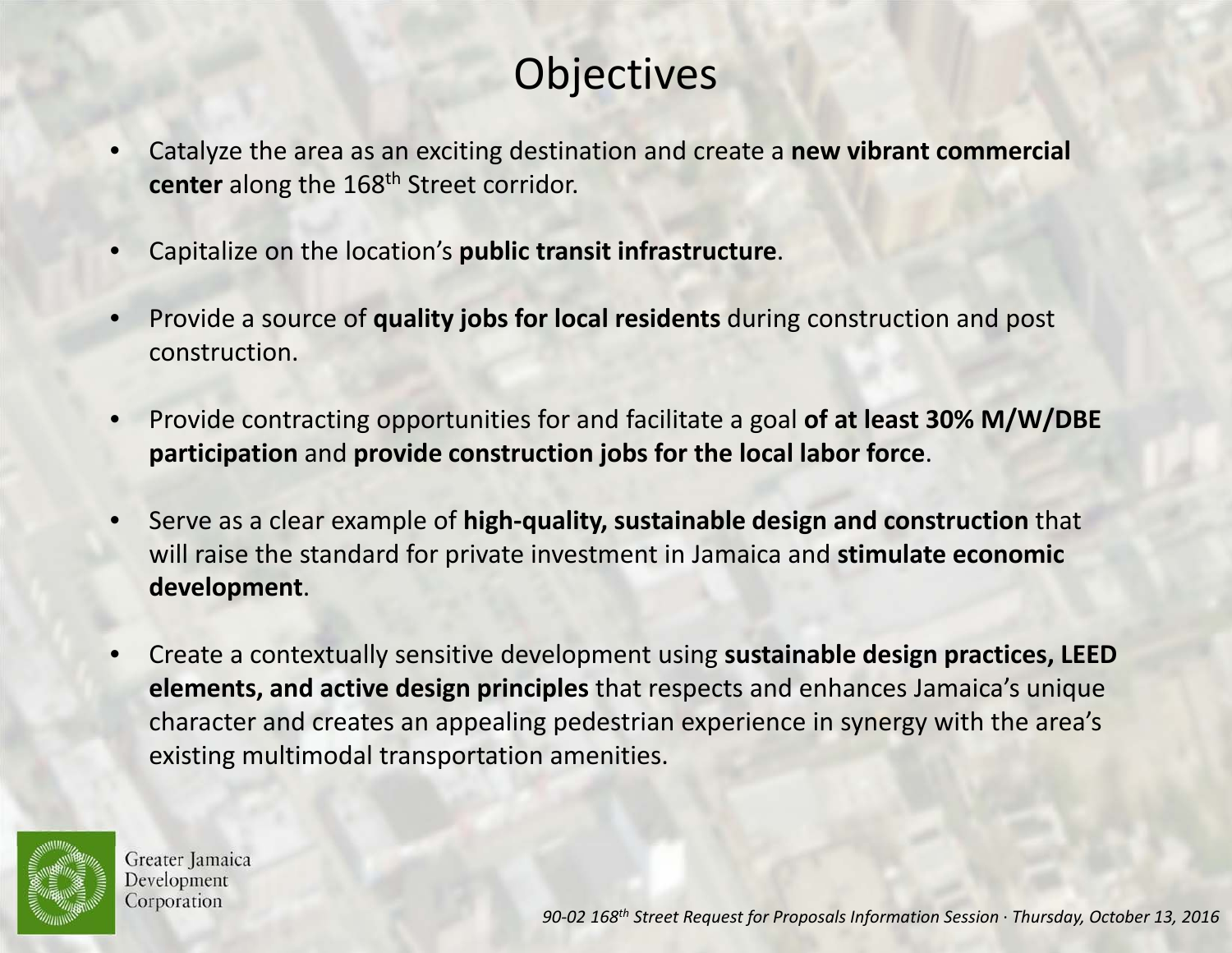# Objectives

- Catalyze the area as an exciting destination and create a **new vibrant commercial center** along the 168th Street corridor.
- Capitalize on the location's **public transit infrastructure**.
- Provide a source of **quality jobs for local residents** during construction and post construction.
- Provide contracting opportunities for and facilitate a goal **of at least 30% M/W/DBE participation** and **provide construction jobs for the local labor force**.
- Serve as a clear example of **high-quality, sustainable design and construction** that will raise the standard for private investment in Jamaica and **stimulate economic development**.
- Create a contextually sensitive development using **sustainable design practices, LEED elements, and active design principles** that respects and enhances Jamaica's unique character and creates an appealing pedestrian experience in synergy with the area's existing multimodal transportation amenities.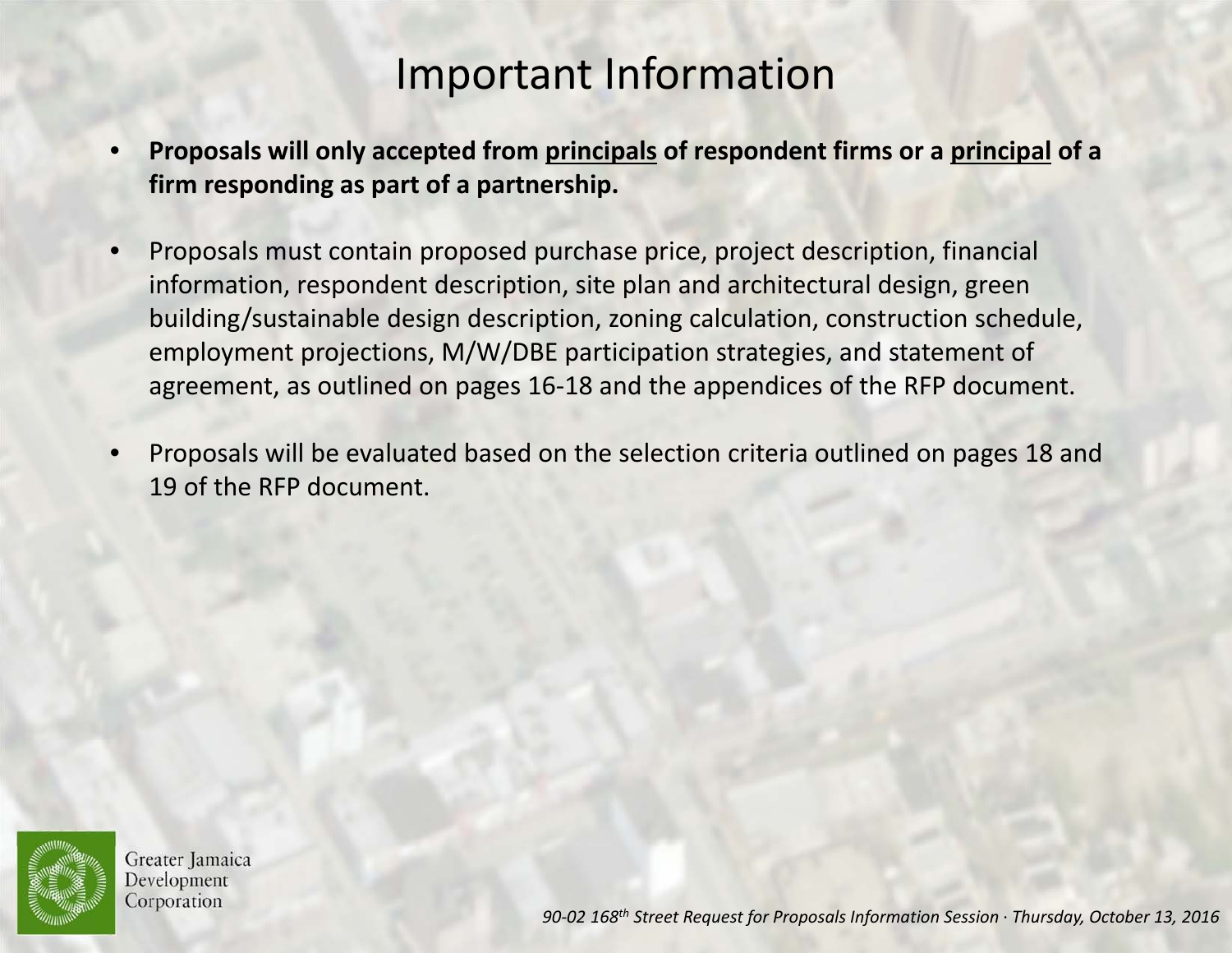# Important Information

- **Proposals will only accepted from principals of respondent firms or a principal of a firm responding as part of a partnership.**
- Proposals must contain proposed purchase price, project description, financial information, respondent description, site plan and architectural design, green building/sustainable design description, zoning calculation, construction schedule, employment projections, M/W/DBE participation strategies, and statement of agreement, as outlined on pages 16-18 and the appendices of the RFP document.
- Proposals will be evaluated based on the selection criteria outlined on pages 18 and 19 of the RFP document.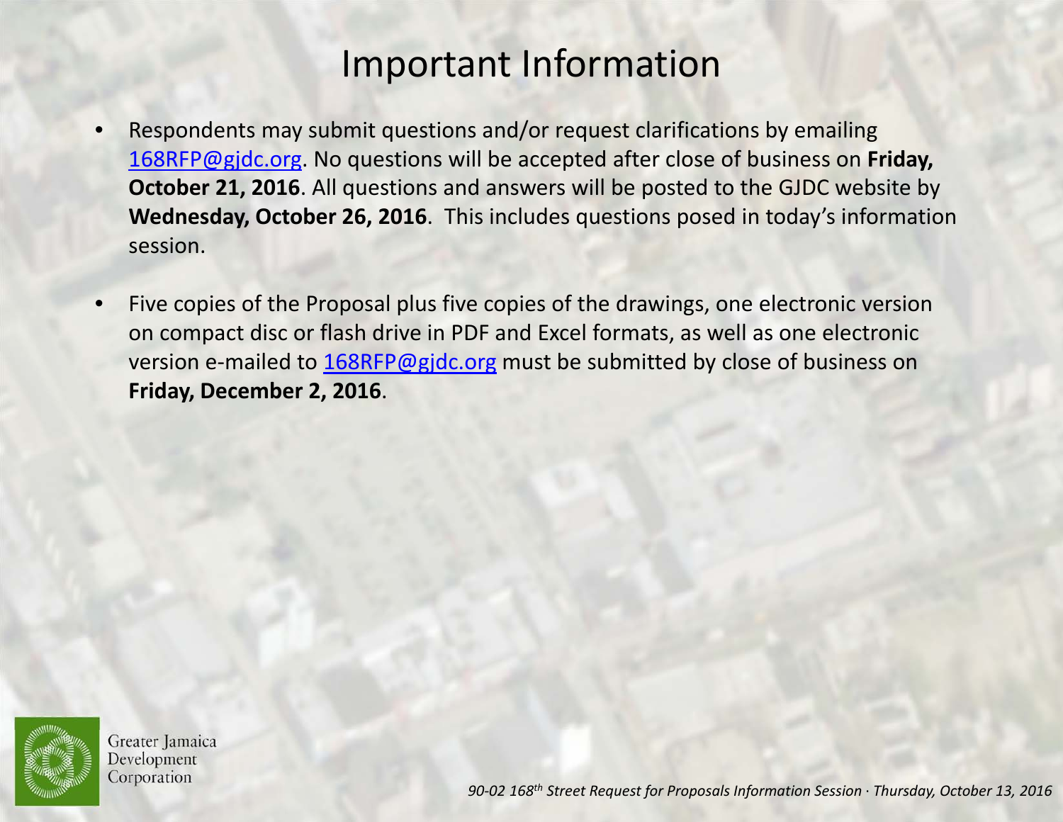# Important Information

- Respondents may submit questions and/or request clarifications by emailing 168RFP@gjdc.org. No questions will be accepted after close of business on **Friday, October 21, 2016**. All questions and answers will be posted to the GJDC website by **Wednesday, October 26, 2016**. This includes questions posed in today's information session.

- Five copies of the Proposal plus five copies of the drawings, one electronic version on compact disc or flash drive in PDF and Excel formats, as well as one electronic version e-mailed to 168RFP@gjdc.org must be submitted by close of business on **Friday, December 2, 2016**.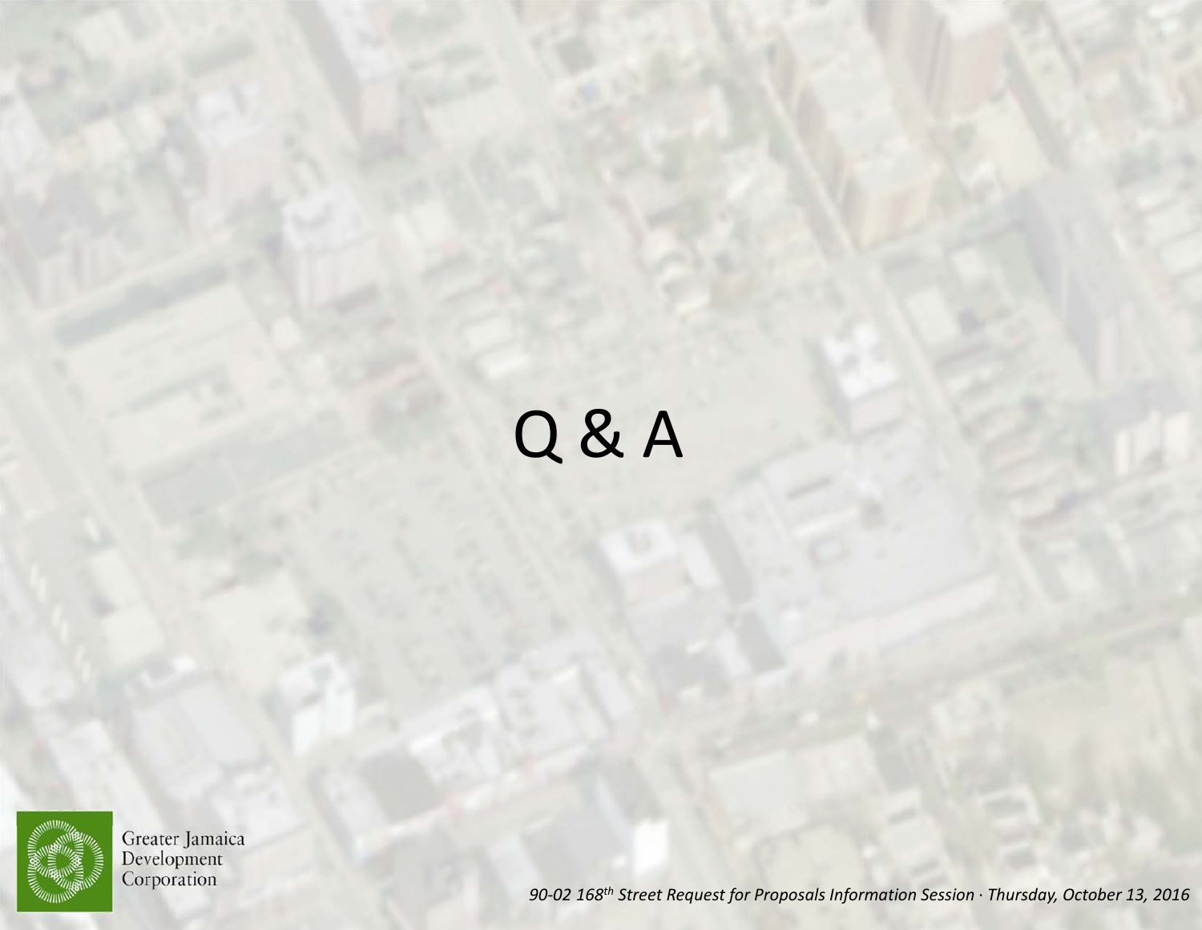# Q & A

Greater Jamaica Development Corporation

*90-02 168th Street Request for Proposals Information Session · Thursday, October 13, 2016*